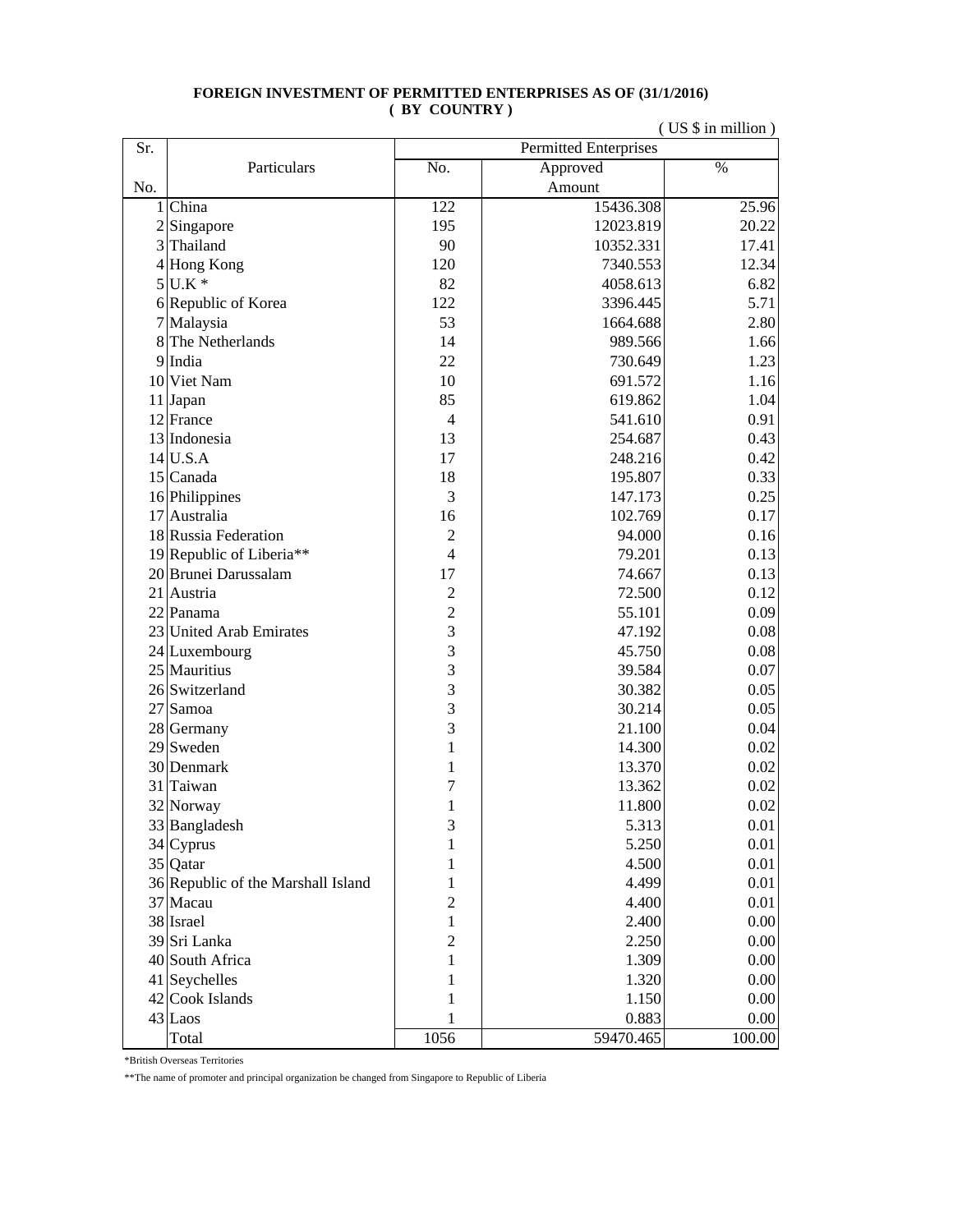**FOREIGN INVESTMENT OF PERMITTED ENTERPRISES AS OF (31/1/2016)**
**( BY COUNTRY )**

( US $ in million )

| Sr. No. | Particulars | Permitted Enterprises | | |
|---|---|---|---|---|
| | | No. | Approved Amount | % |
| 1 | China | 122 | 15436.308 | 25.96 |
| 2 | Singapore | 195 | 12023.819 | 20.22 |
| 3 | Thailand | 90 | 10352.331 | 17.41 |
| 4 | Hong Kong | 120 | 7340.553 | 12.34 |
| 5 | U.K * | 82 | 4058.613 | 6.82 |
| 6 | Republic of Korea | 122 | 3396.445 | 5.71 |
| 7 | Malaysia | 53 | 1664.688 | 2.80 |
| 8 | The Netherlands | 14 | 989.566 | 1.66 |
| 9 | India | 22 | 730.649 | 1.23 |
| 10 | Viet Nam | 10 | 691.572 | 1.16 |
| 11 | Japan | 85 | 619.862 | 1.04 |
| 12 | France | 4 | 541.610 | 0.91 |
| 13 | Indonesia | 13 | 254.687 | 0.43 |
| 14 | U.S.A | 17 | 248.216 | 0.42 |
| 15 | Canada | 18 | 195.807 | 0.33 |
| 16 | Philippines | 3 | 147.173 | 0.25 |
| 17 | Australia | 16 | 102.769 | 0.17 |
| 18 | Russia Federation | 2 | 94.000 | 0.16 |
| 19 | Republic of Liberia** | 4 | 79.201 | 0.13 |
| 20 | Brunei Darussalam | 17 | 74.667 | 0.13 |
| 21 | Austria | 2 | 72.500 | 0.12 |
| 22 | Panama | 2 | 55.101 | 0.09 |
| 23 | United Arab Emirates | 3 | 47.192 | 0.08 |
| 24 | Luxembourg | 3 | 45.750 | 0.08 |
| 25 | Mauritius | 3 | 39.584 | 0.07 |
| 26 | Switzerland | 3 | 30.382 | 0.05 |
| 27 | Samoa | 3 | 30.214 | 0.05 |
| 28 | Germany | 3 | 21.100 | 0.04 |
| 29 | Sweden | 1 | 14.300 | 0.02 |
| 30 | Denmark | 1 | 13.370 | 0.02 |
| 31 | Taiwan | 7 | 13.362 | 0.02 |
| 32 | Norway | 1 | 11.800 | 0.02 |
| 33 | Bangladesh | 3 | 5.313 | 0.01 |
| 34 | Cyprus | 1 | 5.250 | 0.01 |
| 35 | Qatar | 1 | 4.500 | 0.01 |
| 36 | Republic of the Marshall Island | 1 | 4.499 | 0.01 |
| 37 | Macau | 2 | 4.400 | 0.01 |
| 38 | Israel | 1 | 2.400 | 0.00 |
| 39 | Sri Lanka | 2 | 2.250 | 0.00 |
| 40 | South Africa | 1 | 1.309 | 0.00 |
| 41 | Seychelles | 1 | 1.320 | 0.00 |
| 42 | Cook Islands | 1 | 1.150 | 0.00 |
| 43 | Laos | 1 | 0.883 | 0.00 |
| | Total | 1056 | 59470.465 | 100.00 |

*British Overseas Territories

**The name of promoter and principal organization be changed from Singapore to Republic of Liberia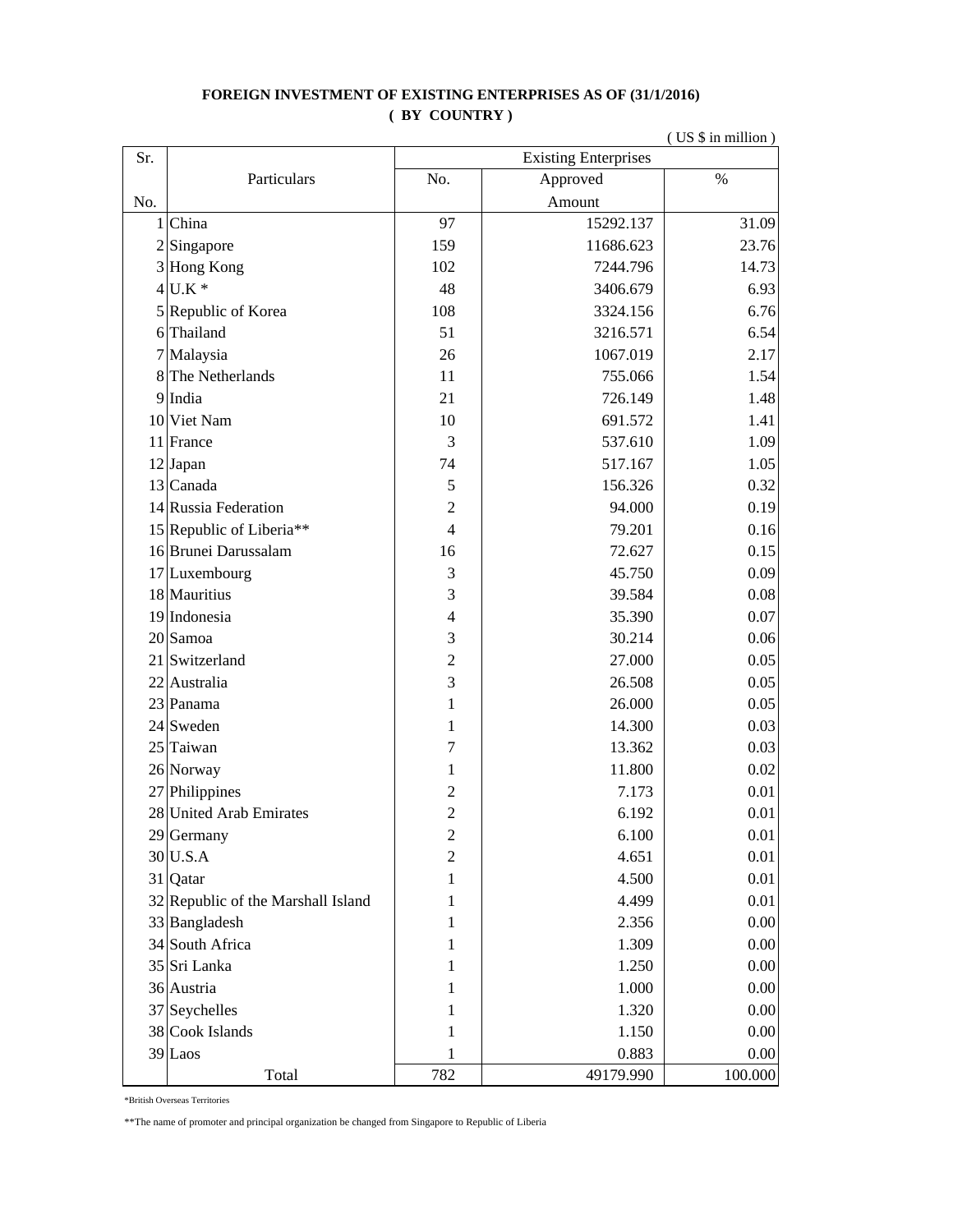**FOREIGN INVESTMENT OF EXISTING ENTERPRISES AS OF (31/1/2016)**
**( BY COUNTRY )**

( US $ in million )

| Sr. No. | Particulars | Existing Enterprises | | |
|---|---|---|---|---|
| | | No. | Approved Amount | % |
| 1 | China | 97 | 15292.137 | 31.09 |
| 2 | Singapore | 159 | 11686.623 | 23.76 |
| 3 | Hong Kong | 102 | 7244.796 | 14.73 |
| 4 | U.K * | 48 | 3406.679 | 6.93 |
| 5 | Republic of Korea | 108 | 3324.156 | 6.76 |
| 6 | Thailand | 51 | 3216.571 | 6.54 |
| 7 | Malaysia | 26 | 1067.019 | 2.17 |
| 8 | The Netherlands | 11 | 755.066 | 1.54 |
| 9 | India | 21 | 726.149 | 1.48 |
| 10 | Viet Nam | 10 | 691.572 | 1.41 |
| 11 | France | 3 | 537.610 | 1.09 |
| 12 | Japan | 74 | 517.167 | 1.05 |
| 13 | Canada | 5 | 156.326 | 0.32 |
| 14 | Russia Federation | 2 | 94.000 | 0.19 |
| 15 | Republic of Liberia** | 4 | 79.201 | 0.16 |
| 16 | Brunei Darussalam | 16 | 72.627 | 0.15 |
| 17 | Luxembourg | 3 | 45.750 | 0.09 |
| 18 | Mauritius | 3 | 39.584 | 0.08 |
| 19 | Indonesia | 4 | 35.390 | 0.07 |
| 20 | Samoa | 3 | 30.214 | 0.06 |
| 21 | Switzerland | 2 | 27.000 | 0.05 |
| 22 | Australia | 3 | 26.508 | 0.05 |
| 23 | Panama | 1 | 26.000 | 0.05 |
| 24 | Sweden | 1 | 14.300 | 0.03 |
| 25 | Taiwan | 7 | 13.362 | 0.03 |
| 26 | Norway | 1 | 11.800 | 0.02 |
| 27 | Philippines | 2 | 7.173 | 0.01 |
| 28 | United Arab Emirates | 2 | 6.192 | 0.01 |
| 29 | Germany | 2 | 6.100 | 0.01 |
| 30 | U.S.A | 2 | 4.651 | 0.01 |
| 31 | Qatar | 1 | 4.500 | 0.01 |
| 32 | Republic of the Marshall Island | 1 | 4.499 | 0.01 |
| 33 | Bangladesh | 1 | 2.356 | 0.00 |
| 34 | South Africa | 1 | 1.309 | 0.00 |
| 35 | Sri Lanka | 1 | 1.250 | 0.00 |
| 36 | Austria | 1 | 1.000 | 0.00 |
| 37 | Seychelles | 1 | 1.320 | 0.00 |
| 38 | Cook Islands | 1 | 1.150 | 0.00 |
| 39 | Laos | 1 | 0.883 | 0.00 |
| | Total | 782 | 49179.990 | 100.000 |

*British Overseas Territories

**The name of promoter and principal organization be changed from Singapore to Republic of Liberia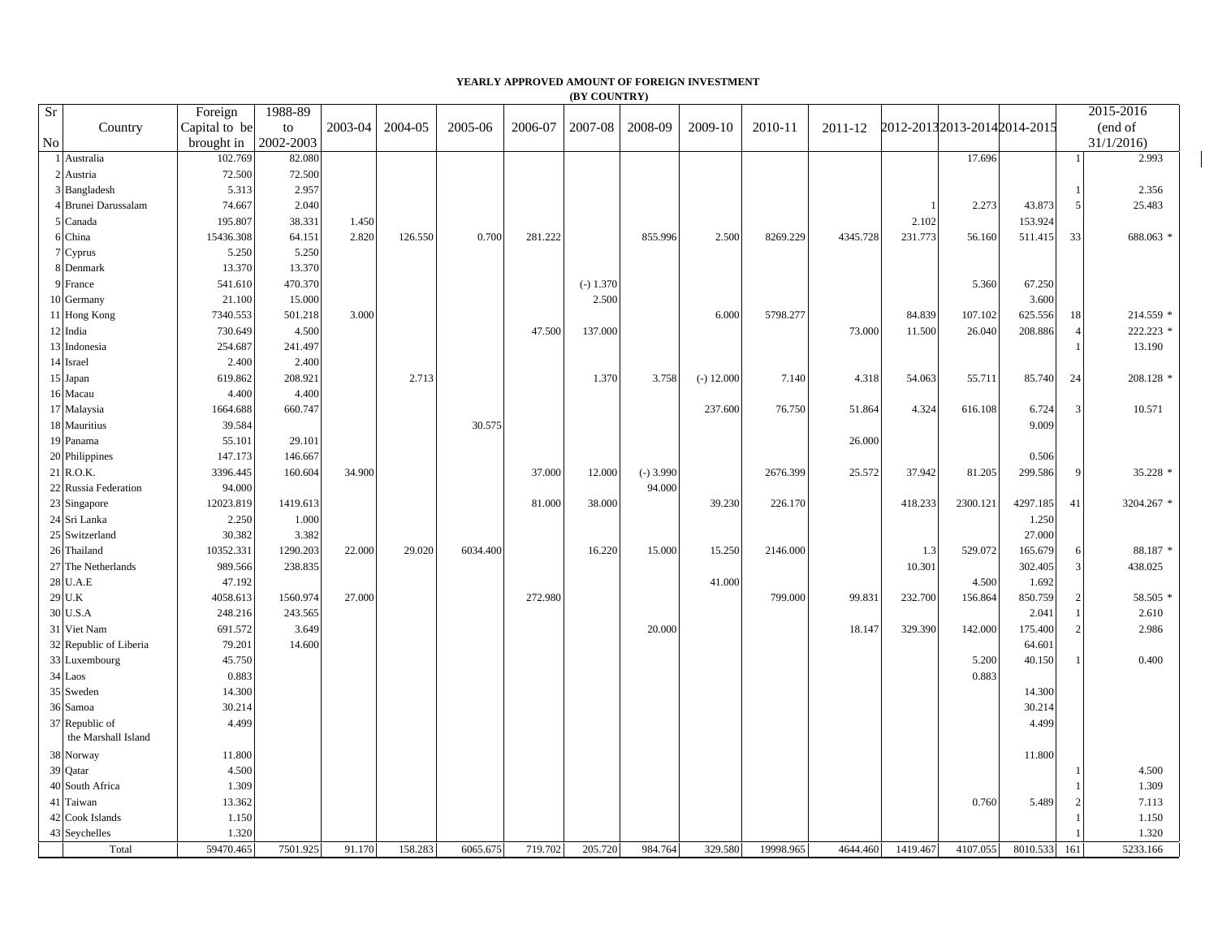**YEARLY APPROVED AMOUNT OF FOREIGN INVESTMENT**
**(BY COUNTRY)**

| Sr No | Country | Foreign Capital to be brought in | 1988-89 to 2002-2003 | 2003-04 | 2004-05 | 2005-06 | 2006-07 | 2007-08 | 2008-09 | 2009-10 | 2010-11 | 2011-12 | 2012-2013 | 2013-2014 | 2014-2015 | 2015-2016 (end of 31/1/2016) | |
|---|---|---|---|---|---|---|---|---|---|---|---|---|---|---|---|---|---|
| 1 | Australia | 102.769 | 82.080 | | | | | | | | | | | 17.696 | | 1 | 2.993 |
| 2 | Austria | 72.500 | 72.500 | | | | | | | | | | | | | | |
| 3 | Bangladesh | 5.313 | 2.957 | | | | | | | | | | | | | 1 | 2.356 |
| 4 | Brunei Darussalam | 74.667 | 2.040 | | | | | | | | | | 1 | 2.273 | 43.873 | 5 | 25.483 |
| 5 | Canada | 195.807 | 38.331 | 1.450 | | | | | | | | | 2.102 | | 153.924 | | |
| 6 | China | 15436.308 | 64.151 | 2.820 | 126.550 | 0.700 | 281.222 | | 855.996 | 2.500 | 8269.229 | 4345.728 | 231.773 | 56.160 | 511.415 | 33 | 688.063 * |
| 7 | Cyprus | 5.250 | 5.250 | | | | | | | | | | | | | | |
| 8 | Denmark | 13.370 | 13.370 | | | | | | | | | | | | | | |
| 9 | France | 541.610 | 470.370 | | | | | (-) 1.370 | | | | | | 5.360 | 67.250 | | |
| 10 | Germany | 21.100 | 15.000 | | | | | 2.500 | | | | | | | 3.600 | | |
| 11 | Hong Kong | 7340.553 | 501.218 | 3.000 | | | | | | 6.000 | 5798.277 | | 84.839 | 107.102 | 625.556 | 18 | 214.559 * |
| 12 | India | 730.649 | 4.500 | | | | 47.500 | 137.000 | | | | 73.000 | 11.500 | 26.040 | 208.886 | 4 | 222.223 * |
| 13 | Indonesia | 254.687 | 241.497 | | | | | | | | | | | | | 1 | 13.190 |
| 14 | Israel | 2.400 | 2.400 | | | | | | | | | | | | | | |
| 15 | Japan | 619.862 | 208.921 | | 2.713 | | | 1.370 | 3.758 | (-) 12.000 | 7.140 | 4.318 | 54.063 | 55.711 | 85.740 | 24 | 208.128 * |
| 16 | Macau | 4.400 | 4.400 | | | | | | | | | | | | | | |
| 17 | Malaysia | 1664.688 | 660.747 | | | | | | | 237.600 | 76.750 | 51.864 | 4.324 | 616.108 | 6.724 | 3 | 10.571 |
| 18 | Mauritius | 39.584 | | | | 30.575 | | | | | | | | | 9.009 | | |
| 19 | Panama | 55.101 | 29.101 | | | | | | | | | 26.000 | | | | | |
| 20 | Philippines | 147.173 | 146.667 | | | | | | | | | | | | 0.506 | | |
| 21 | R.O.K. | 3396.445 | 160.604 | 34.900 | | | 37.000 | 12.000 | (-) 3.990 | | 2676.399 | 25.572 | 37.942 | 81.205 | 299.586 | 9 | 35.228 * |
| 22 | Russia Federation | 94.000 | | | | | | | 94.000 | | | | | | | | |
| 23 | Singapore | 12023.819 | 1419.613 | | | | 81.000 | 38.000 | | 39.230 | 226.170 | | 418.233 | 2300.121 | 4297.185 | 41 | 3204.267 * |
| 24 | Sri Lanka | 2.250 | 1.000 | | | | | | | | | | | | 1.250 | | |
| 25 | Switzerland | 30.382 | 3.382 | | | | | | | | | | | | 27.000 | | |
| 26 | Thailand | 10352.331 | 1290.203 | 22.000 | 29.020 | 6034.400 | | 16.220 | 15.000 | 15.250 | 2146.000 | | 1.3 | 529.072 | 165.679 | 6 | 88.187 * |
| 27 | The Netherlands | 989.566 | 238.835 | | | | | | | | | | 10.301 | | 302.405 | 3 | 438.025 |
| 28 | U.A.E | 47.192 | | | | | | | | 41.000 | | | | 4.500 | 1.692 | | |
| 29 | U.K | 4058.613 | 1560.974 | 27.000 | | | 272.980 | | | | 799.000 | 99.831 | 232.700 | 156.864 | 850.759 | 2 | 58.505 * |
| 30 | U.S.A | 248.216 | 243.565 | | | | | | | | | | | | 2.041 | 1 | 2.610 |
| 31 | Viet Nam | 691.572 | 3.649 | | | | | | 20.000 | | | 18.147 | 329.390 | 142.000 | 175.400 | 2 | 2.986 |
| 32 | Republic of Liberia | 79.201 | 14.600 | | | | | | | | | | | | 64.601 | | |
| 33 | Luxembourg | 45.750 | | | | | | | | | | | | 5.200 | 40.150 | 1 | 0.400 |
| 34 | Laos | 0.883 | | | | | | | | | | | | 0.883 | | | |
| 35 | Sweden | 14.300 | | | | | | | | | | | | | 14.300 | | |
| 36 | Samoa | 30.214 | | | | | | | | | | | | | 30.214 | | |
| 37 | Republic of the Marshall Island | 4.499 | | | | | | | | | | | | | 4.499 | | |
| 38 | Norway | 11.800 | | | | | | | | | | | | | 11.800 | | |
| 39 | Qatar | 4.500 | | | | | | | | | | | | | | 1 | 4.500 |
| 40 | South Africa | 1.309 | | | | | | | | | | | | | | 1 | 1.309 |
| 41 | Taiwan | 13.362 | | | | | | | | | | | | 0.760 | 5.489 | 2 | 7.113 |
| 42 | Cook Islands | 1.150 | | | | | | | | | | | | | | 1 | 1.150 |
| 43 | Seychelles | 1.320 | | | | | | | | | | | | | | 1 | 1.320 |
| | Total | 59470.465 | 7501.925 | 91.170 | 158.283 | 6065.675 | 719.702 | 205.720 | 984.764 | 329.580 | 19998.965 | 4644.460 | 1419.467 | 4107.055 | 8010.533 | 161 | 5233.166 |